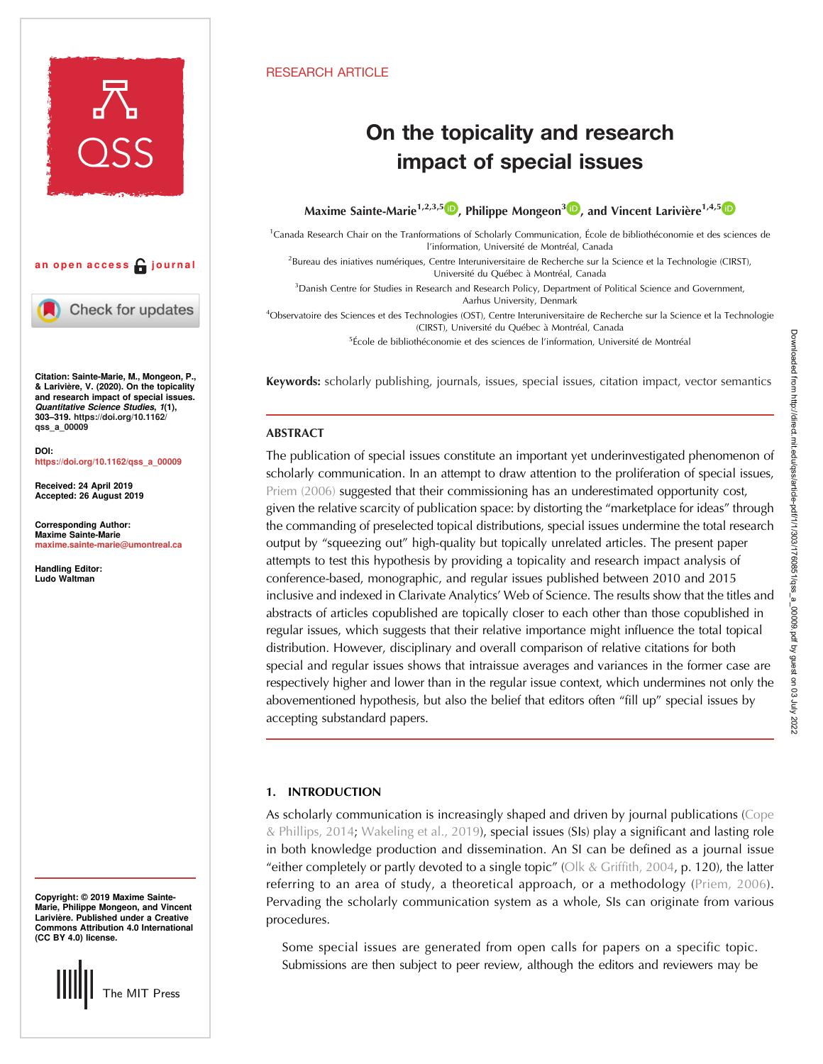RESEARCH ARTICLE

# On the topicality and research impact of special issues

**Maxime Sainte-Marie**[1,2,3,5], **Philippe Mongeon**[3], and **Vincent Larivière**[1,4,5]

[1]Canada Research Chair on the Tranformations of Scholarly Communication, École de bibliothéconomie et des sciences de l'information, Université de Montréal, Canada

[2]Bureau des iniatives numériques, Centre Interuniversitaire de Recherche sur la Science et la Technologie (CIRST), Université du Québec à Montréal, Canada

[3]Danish Centre for Studies in Research and Research Policy, Department of Political Science and Government, Aarhus University, Denmark

[4]Observatoire des Sciences et des Technologies (OST), Centre Interuniversitaire de Recherche sur la Science et la Technologie (CIRST), Université du Québec à Montréal, Canada

[5]École de bibliothéconomie et des sciences de l'information, Université de Montréal

an open access journal

**Citation:** Sainte-Marie, M., Mongeon, P., & Larivière, V. (2020). On the topicality and research impact of special issues. *Quantitative Science Studies*, *1*(1), 303–319. https://doi.org/10.1162/qss_a_00009

**DOI:** https://doi.org/10.1162/qss_a_00009

**Received:** 24 April 2019
**Accepted:** 26 August 2019

**Corresponding Author:** Maxime Sainte-Marie maxime.sainte-marie@umontreal.ca

**Handling Editor:** Ludo Waltman

**Copyright:** © 2019 Maxime Sainte-Marie, Philippe Mongeon, and Vincent Larivière. Published under a Creative Commons Attribution 4.0 International (CC BY 4.0) license.

**Keywords:** scholarly publishing, journals, issues, special issues, citation impact, vector semantics

## ABSTRACT

The publication of special issues constitute an important yet underinvestigated phenomenon of scholarly communication. In an attempt to draw attention to the proliferation of special issues, Priem (2006) suggested that their commissioning has an underestimated opportunity cost, given the relative scarcity of publication space: by distorting the "marketplace for ideas" through the commanding of preselected topical distributions, special issues undermine the total research output by "squeezing out" high-quality but topically unrelated articles. The present paper attempts to test this hypothesis by providing a topicality and research impact analysis of conference-based, monographic, and regular issues published between 2010 and 2015 inclusive and indexed in Clarivate Analytics' Web of Science. The results show that the titles and abstracts of articles copublished are topically closer to each other than those copublished in regular issues, which suggests that their relative importance might influence the total topical distribution. However, disciplinary and overall comparison of relative citations for both special and regular issues shows that intraissue averages and variances in the former case are respectively higher and lower than in the regular issue context, which undermines not only the abovementioned hypothesis, but also the belief that editors often "fill up" special issues by accepting substandard papers.

## 1. INTRODUCTION

As scholarly communication is increasingly shaped and driven by journal publications (Cope & Phillips, 2014; Wakeling et al., 2019), special issues (SIs) play a significant and lasting role in both knowledge production and dissemination. An SI can be defined as a journal issue "either completely or partly devoted to a single topic" (Olk & Griffith, 2004, p. 120), the latter referring to an area of study, a theoretical approach, or a methodology (Priem, 2006). Pervading the scholarly communication system as a whole, SIs can originate from various procedures.

Some special issues are generated from open calls for papers on a specific topic. Submissions are then subject to peer review, although the editors and reviewers may be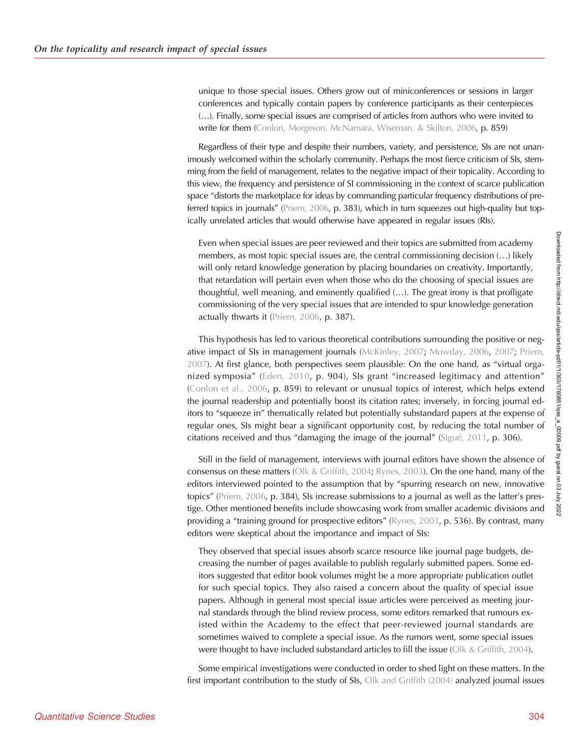> unique to those special issues. Others grow out of miniconferences or sessions in larger conferences and typically contain papers by conference participants as their centerpieces (…). Finally, some special issues are comprised of articles from authors who were invited to write for them (Conlon, Morgeson, McNamara, Wiseman, & Skilton, 2006, p. 859)

Regardless of their type and despite their numbers, variety, and persistence, SIs are not unanimously welcomed within the scholarly community. Perhaps the most fierce criticism of SIs, stemming from the field of management, relates to the negative impact of their topicality. According to this view, the frequency and persistence of SI commissioning in the context of scarce publication space "distorts the marketplace for ideas by commanding particular frequency distributions of preferred topics in journals" (Priem, 2006, p. 383), which in turn squeezes out high-quality but topically unrelated articles that would otherwise have appeared in regular issues (RIs).

> Even when special issues are peer reviewed and their topics are submitted from academy members, as most topic special issues are, the central commissioning decision (…) likely will only retard knowledge generation by placing boundaries on creativity. Importantly, that retardation will pertain even when those who do the choosing of special issues are thoughtful, well meaning, and eminently qualified (…). The great irony is that profligate commissioning of the very special issues that are intended to spur knowledge generation actually thwarts it (Priem, 2006, p. 387).

This hypothesis has led to various theoretical contributions surrounding the positive or negative impact of SIs in management journals (McKinley, 2007; Mowday, 2006, 2007; Priem, 2007). At first glance, both perspectives seem plausible: On the one hand, as "virtual organized symposia" (Eden, 2010, p. 904), SIs grant "increased legitimacy and attention" (Conlon et al., 2006, p. 859) to relevant or unusual topics of interest, which helps extend the journal readership and potentially boost its citation rates; inversely, in forcing journal editors to "squeeze in" thematically related but potentially substandard papers at the expense of regular ones, SIs might bear a significant opportunity cost, by reducing the total number of citations received and thus "damaging the image of the journal" (Sigué, 2011, p. 306).

Still in the field of management, interviews with journal editors have shown the absence of consensus on these matters (Olk & Griffith, 2004; Rynes, 2003). On the one hand, many of the editors interviewed pointed to the assumption that by "spurring research on new, innovative topics" (Priem, 2006, p. 384), SIs increase submissions to a journal as well as the latter's prestige. Other mentioned benefits include showcasing work from smaller academic divisions and providing a "training ground for prospective editors" (Rynes, 2003, p. 536). By contrast, many editors were skeptical about the importance and impact of SIs:

> They observed that special issues absorb scarce resource like journal page budgets, decreasing the number of pages available to publish regularly submitted papers. Some editors suggested that editor book volumes might be a more appropriate publication outlet for such special topics. They also raised a concern about the quality of special issue papers. Although in general most special issue articles were perceived as meeting journal standards through the blind review process, some editors remarked that rumours existed within the Academy to the effect that peer-reviewed journal standards are sometimes waived to complete a special issue. As the rumors went, some special issues were thought to have included substandard articles to fill the issue (Olk & Griffith, 2004).

Some empirical investigations were conducted in order to shed light on these matters. In the first important contribution to the study of SIs, Olk and Griffith (2004) analyzed journal issues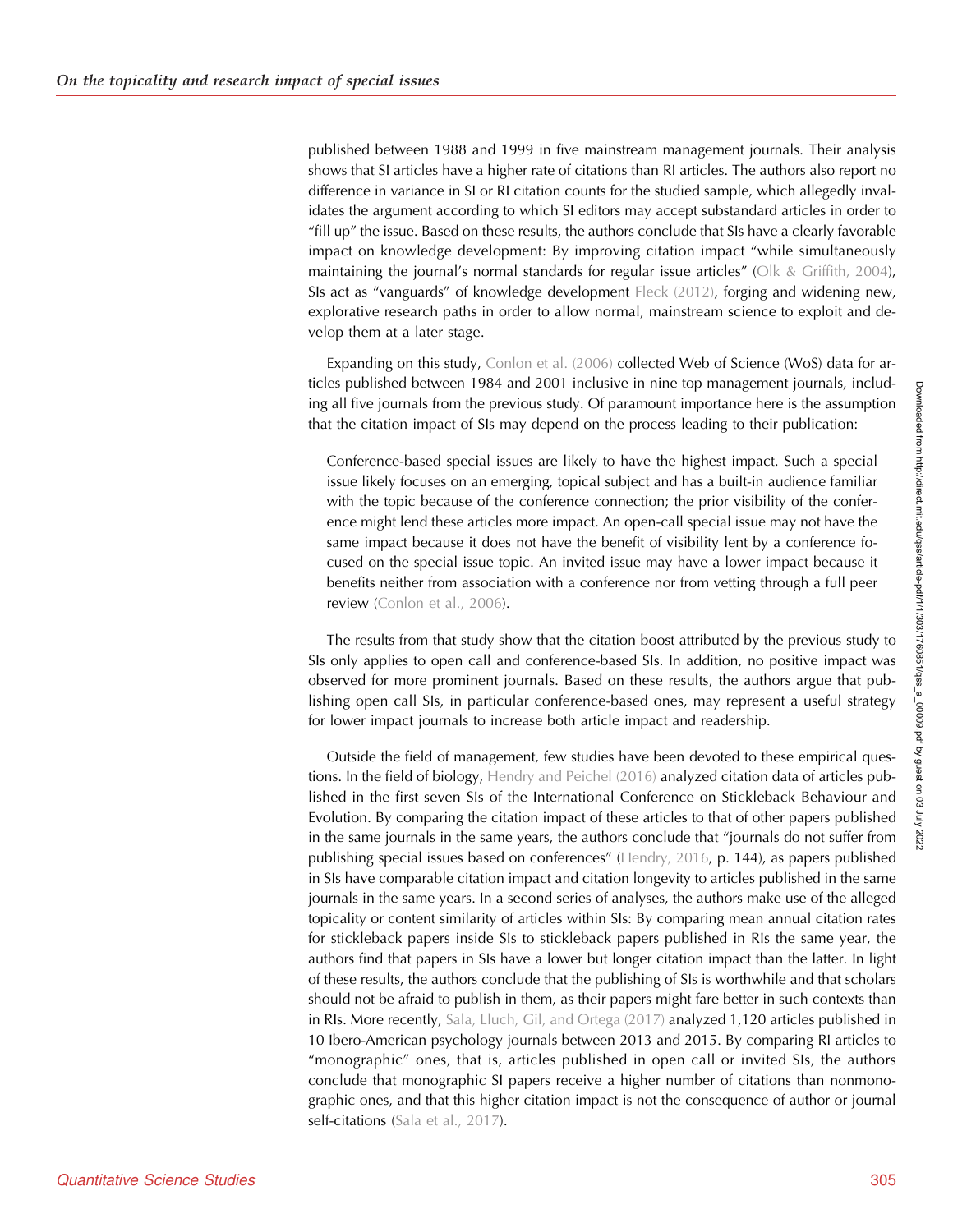published between 1988 and 1999 in five mainstream management journals. Their analysis shows that SI articles have a higher rate of citations than RI articles. The authors also report no difference in variance in SI or RI citation counts for the studied sample, which allegedly invalidates the argument according to which SI editors may accept substandard articles in order to "fill up" the issue. Based on these results, the authors conclude that SIs have a clearly favorable impact on knowledge development: By improving citation impact "while simultaneously maintaining the journal's normal standards for regular issue articles" (Olk & Griffith, 2004), SIs act as "vanguards" of knowledge development Fleck (2012), forging and widening new, explorative research paths in order to allow normal, mainstream science to exploit and develop them at a later stage.

Expanding on this study, Conlon et al. (2006) collected Web of Science (WoS) data for articles published between 1984 and 2001 inclusive in nine top management journals, including all five journals from the previous study. Of paramount importance here is the assumption that the citation impact of SIs may depend on the process leading to their publication:

> Conference-based special issues are likely to have the highest impact. Such a special issue likely focuses on an emerging, topical subject and has a built-in audience familiar with the topic because of the conference connection; the prior visibility of the conference might lend these articles more impact. An open-call special issue may not have the same impact because it does not have the benefit of visibility lent by a conference focused on the special issue topic. An invited issue may have a lower impact because it benefits neither from association with a conference nor from vetting through a full peer review (Conlon et al., 2006).

The results from that study show that the citation boost attributed by the previous study to SIs only applies to open call and conference-based SIs. In addition, no positive impact was observed for more prominent journals. Based on these results, the authors argue that publishing open call SIs, in particular conference-based ones, may represent a useful strategy for lower impact journals to increase both article impact and readership.

Outside the field of management, few studies have been devoted to these empirical questions. In the field of biology, Hendry and Peichel (2016) analyzed citation data of articles published in the first seven SIs of the International Conference on Stickleback Behaviour and Evolution. By comparing the citation impact of these articles to that of other papers published in the same journals in the same years, the authors conclude that "journals do not suffer from publishing special issues based on conferences" (Hendry, 2016, p. 144), as papers published in SIs have comparable citation impact and citation longevity to articles published in the same journals in the same years. In a second series of analyses, the authors make use of the alleged topicality or content similarity of articles within SIs: By comparing mean annual citation rates for stickleback papers inside SIs to stickleback papers published in RIs the same year, the authors find that papers in SIs have a lower but longer citation impact than the latter. In light of these results, the authors conclude that the publishing of SIs is worthwhile and that scholars should not be afraid to publish in them, as their papers might fare better in such contexts than in RIs. More recently, Sala, Lluch, Gil, and Ortega (2017) analyzed 1,120 articles published in 10 Ibero-American psychology journals between 2013 and 2015. By comparing RI articles to "monographic" ones, that is, articles published in open call or invited SIs, the authors conclude that monographic SI papers receive a higher number of citations than nonmonographic ones, and that this higher citation impact is not the consequence of author or journal self-citations (Sala et al., 2017).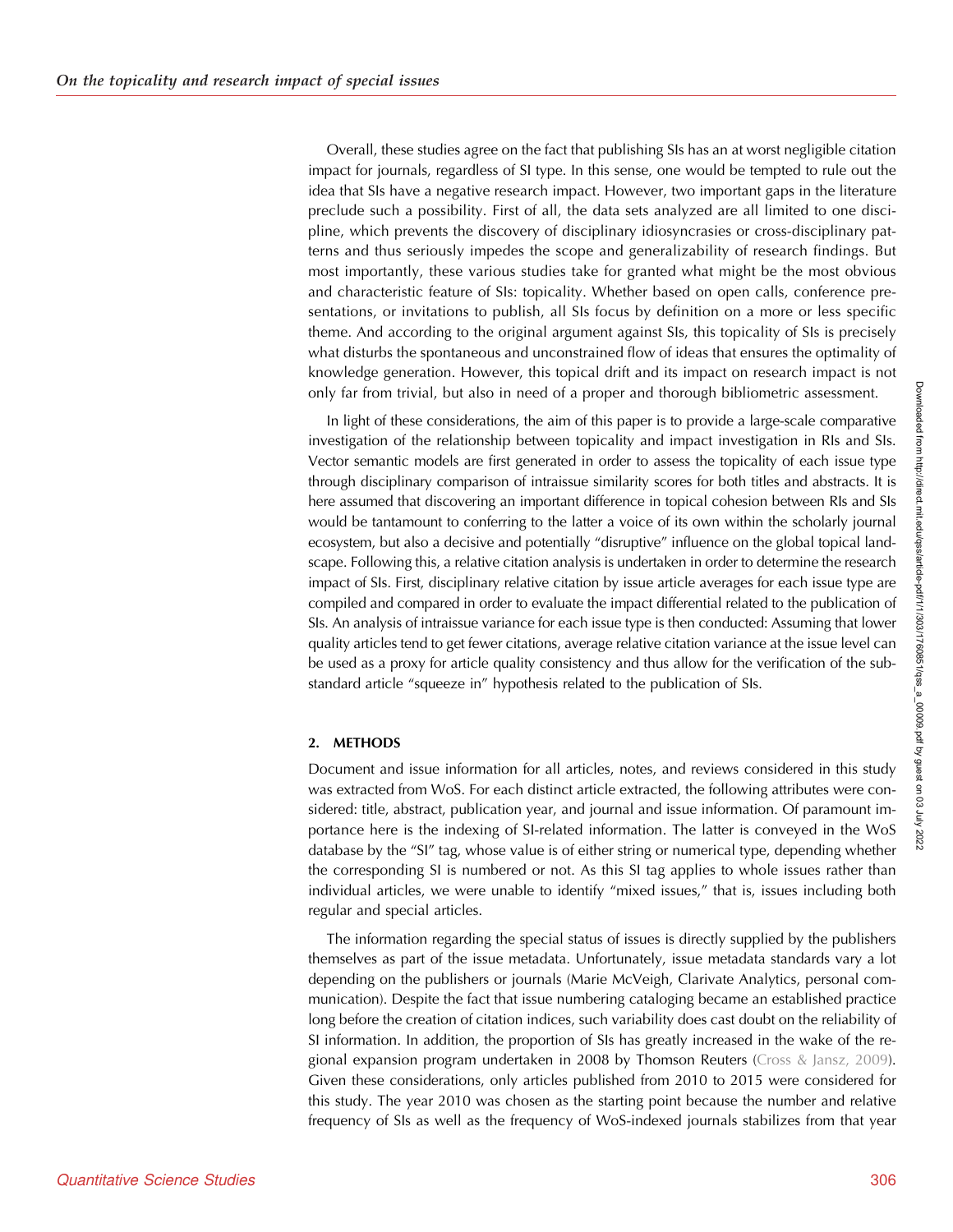Overall, these studies agree on the fact that publishing SIs has an at worst negligible citation impact for journals, regardless of SI type. In this sense, one would be tempted to rule out the idea that SIs have a negative research impact. However, two important gaps in the literature preclude such a possibility. First of all, the data sets analyzed are all limited to one discipline, which prevents the discovery of disciplinary idiosyncrasies or cross-disciplinary patterns and thus seriously impedes the scope and generalizability of research findings. But most importantly, these various studies take for granted what might be the most obvious and characteristic feature of SIs: topicality. Whether based on open calls, conference presentations, or invitations to publish, all SIs focus by definition on a more or less specific theme. And according to the original argument against SIs, this topicality of SIs is precisely what disturbs the spontaneous and unconstrained flow of ideas that ensures the optimality of knowledge generation. However, this topical drift and its impact on research impact is not only far from trivial, but also in need of a proper and thorough bibliometric assessment.

In light of these considerations, the aim of this paper is to provide a large-scale comparative investigation of the relationship between topicality and impact investigation in RIs and SIs. Vector semantic models are first generated in order to assess the topicality of each issue type through disciplinary comparison of intraissue similarity scores for both titles and abstracts. It is here assumed that discovering an important difference in topical cohesion between RIs and SIs would be tantamount to conferring to the latter a voice of its own within the scholarly journal ecosystem, but also a decisive and potentially "disruptive" influence on the global topical landscape. Following this, a relative citation analysis is undertaken in order to determine the research impact of SIs. First, disciplinary relative citation by issue article averages for each issue type are compiled and compared in order to evaluate the impact differential related to the publication of SIs. An analysis of intraissue variance for each issue type is then conducted: Assuming that lower quality articles tend to get fewer citations, average relative citation variance at the issue level can be used as a proxy for article quality consistency and thus allow for the verification of the substandard article "squeeze in" hypothesis related to the publication of SIs.

## 2. METHODS

Document and issue information for all articles, notes, and reviews considered in this study was extracted from WoS. For each distinct article extracted, the following attributes were considered: title, abstract, publication year, and journal and issue information. Of paramount importance here is the indexing of SI-related information. The latter is conveyed in the WoS database by the "SI" tag, whose value is of either string or numerical type, depending whether the corresponding SI is numbered or not. As this SI tag applies to whole issues rather than individual articles, we were unable to identify "mixed issues," that is, issues including both regular and special articles.

The information regarding the special status of issues is directly supplied by the publishers themselves as part of the issue metadata. Unfortunately, issue metadata standards vary a lot depending on the publishers or journals (Marie McVeigh, Clarivate Analytics, personal communication). Despite the fact that issue numbering cataloging became an established practice long before the creation of citation indices, such variability does cast doubt on the reliability of SI information. In addition, the proportion of SIs has greatly increased in the wake of the regional expansion program undertaken in 2008 by Thomson Reuters (Cross & Jansz, 2009). Given these considerations, only articles published from 2010 to 2015 were considered for this study. The year 2010 was chosen as the starting point because the number and relative frequency of SIs as well as the frequency of WoS-indexed journals stabilizes from that year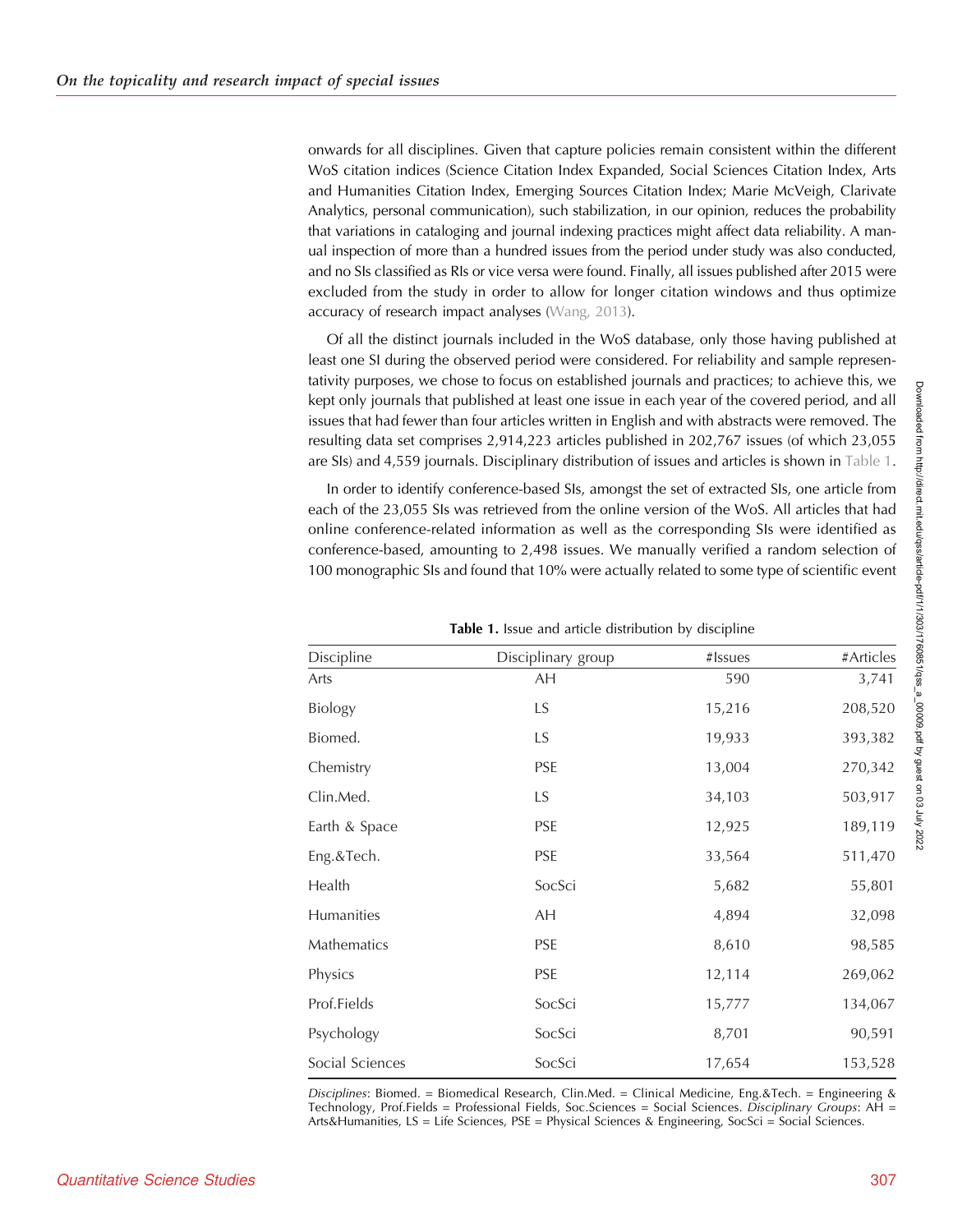onwards for all disciplines. Given that capture policies remain consistent within the different WoS citation indices (Science Citation Index Expanded, Social Sciences Citation Index, Arts and Humanities Citation Index, Emerging Sources Citation Index; Marie McVeigh, Clarivate Analytics, personal communication), such stabilization, in our opinion, reduces the probability that variations in cataloging and journal indexing practices might affect data reliability. A manual inspection of more than a hundred issues from the period under study was also conducted, and no SIs classified as RIs or vice versa were found. Finally, all issues published after 2015 were excluded from the study in order to allow for longer citation windows and thus optimize accuracy of research impact analyses (Wang, 2013).

Of all the distinct journals included in the WoS database, only those having published at least one SI during the observed period were considered. For reliability and sample representativity purposes, we chose to focus on established journals and practices; to achieve this, we kept only journals that published at least one issue in each year of the covered period, and all issues that had fewer than four articles written in English and with abstracts were removed. The resulting data set comprises 2,914,223 articles published in 202,767 issues (of which 23,055 are SIs) and 4,559 journals. Disciplinary distribution of issues and articles is shown in Table 1.

In order to identify conference-based SIs, amongst the set of extracted SIs, one article from each of the 23,055 SIs was retrieved from the online version of the WoS. All articles that had online conference-related information as well as the corresponding SIs were identified as conference-based, amounting to 2,498 issues. We manually verified a random selection of 100 monographic SIs and found that 10% were actually related to some type of scientific event

**Table 1.** Issue and article distribution by discipline

| Discipline | Disciplinary group | #Issues | #Articles |
|---|---|---|---|
| Arts | AH | 590 | 3,741 |
| Biology | LS | 15,216 | 208,520 |
| Biomed. | LS | 19,933 | 393,382 |
| Chemistry | PSE | 13,004 | 270,342 |
| Clin.Med. | LS | 34,103 | 503,917 |
| Earth & Space | PSE | 12,925 | 189,119 |
| Eng.&Tech. | PSE | 33,564 | 511,470 |
| Health | SocSci | 5,682 | 55,801 |
| Humanities | AH | 4,894 | 32,098 |
| Mathematics | PSE | 8,610 | 98,585 |
| Physics | PSE | 12,114 | 269,062 |
| Prof.Fields | SocSci | 15,777 | 134,067 |
| Psychology | SocSci | 8,701 | 90,591 |
| Social Sciences | SocSci | 17,654 | 153,528 |

*Disciplines*: Biomed. = Biomedical Research, Clin.Med. = Clinical Medicine, Eng.&Tech. = Engineering & Technology, Prof.Fields = Professional Fields, Soc.Sciences = Social Sciences. *Disciplinary Groups*: AH = Arts&Humanities, LS = Life Sciences, PSE = Physical Sciences & Engineering, SocSci = Social Sciences.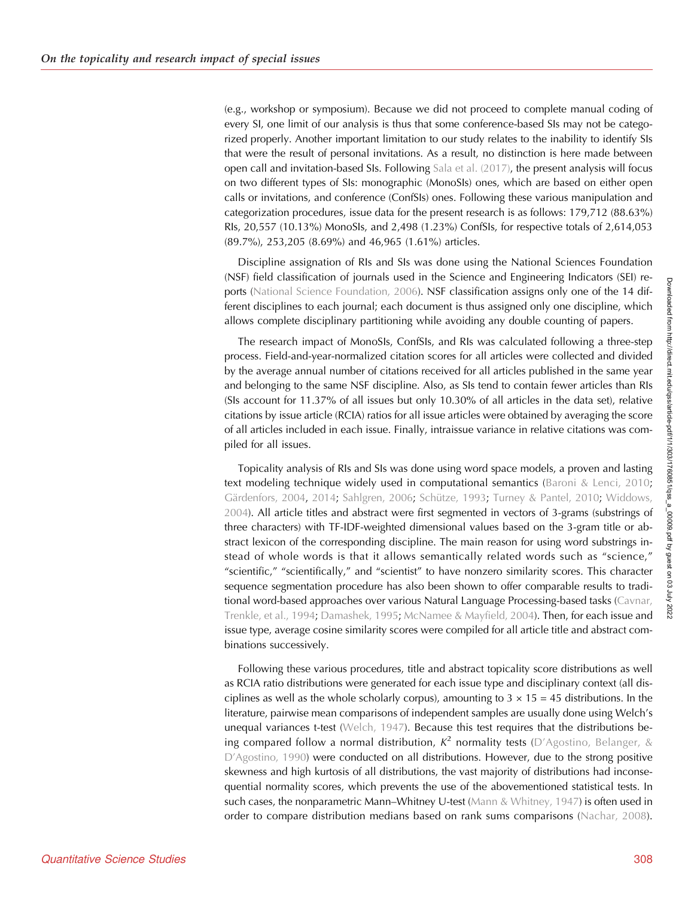(e.g., workshop or symposium). Because we did not proceed to complete manual coding of every SI, one limit of our analysis is thus that some conference-based SIs may not be categorized properly. Another important limitation to our study relates to the inability to identify SIs that were the result of personal invitations. As a result, no distinction is here made between open call and invitation-based SIs. Following Sala et al. (2017), the present analysis will focus on two different types of SIs: monographic (MonoSIs) ones, which are based on either open calls or invitations, and conference (ConfSIs) ones. Following these various manipulation and categorization procedures, issue data for the present research is as follows: 179,712 (88.63%) RIs, 20,557 (10.13%) MonoSIs, and 2,498 (1.23%) ConfSIs, for respective totals of 2,614,053 (89.7%), 253,205 (8.69%) and 46,965 (1.61%) articles.

Discipline assignation of RIs and SIs was done using the National Sciences Foundation (NSF) field classification of journals used in the Science and Engineering Indicators (SEI) reports (National Science Foundation, 2006). NSF classification assigns only one of the 14 different disciplines to each journal; each document is thus assigned only one discipline, which allows complete disciplinary partitioning while avoiding any double counting of papers.

The research impact of MonoSIs, ConfSIs, and RIs was calculated following a three-step process. Field-and-year-normalized citation scores for all articles were collected and divided by the average annual number of citations received for all articles published in the same year and belonging to the same NSF discipline. Also, as SIs tend to contain fewer articles than RIs (SIs account for 11.37% of all issues but only 10.30% of all articles in the data set), relative citations by issue article (RCIA) ratios for all issue articles were obtained by averaging the score of all articles included in each issue. Finally, intraissue variance in relative citations was compiled for all issues.

Topicality analysis of RIs and SIs was done using word space models, a proven and lasting text modeling technique widely used in computational semantics (Baroni & Lenci, 2010; Gärdenfors, 2004, 2014; Sahlgren, 2006; Schütze, 1993; Turney & Pantel, 2010; Widdows, 2004). All article titles and abstract were first segmented in vectors of 3-grams (substrings of three characters) with TF-IDF-weighted dimensional values based on the 3-gram title or abstract lexicon of the corresponding discipline. The main reason for using word substrings instead of whole words is that it allows semantically related words such as "science," "scientific," "scientifically," and "scientist" to have nonzero similarity scores. This character sequence segmentation procedure has also been shown to offer comparable results to traditional word-based approaches over various Natural Language Processing-based tasks (Cavnar, Trenkle, et al., 1994; Damashek, 1995; McNamee & Mayfield, 2004). Then, for each issue and issue type, average cosine similarity scores were compiled for all article title and abstract combinations successively.

Following these various procedures, title and abstract topicality score distributions as well as RCIA ratio distributions were generated for each issue type and disciplinary context (all disciplines as well as the whole scholarly corpus), amounting to $3 \times 15 = 45$ distributions. In the literature, pairwise mean comparisons of independent samples are usually done using Welch's unequal variances t-test (Welch, 1947). Because this test requires that the distributions being compared follow a normal distribution, $K^2$ normality tests (D'Agostino, Belanger, & D'Agostino, 1990) were conducted on all distributions. However, due to the strong positive skewness and high kurtosis of all distributions, the vast majority of distributions had inconsequential normality scores, which prevents the use of the abovementioned statistical tests. In such cases, the nonparametric Mann–Whitney U-test (Mann & Whitney, 1947) is often used in order to compare distribution medians based on rank sums comparisons (Nachar, 2008).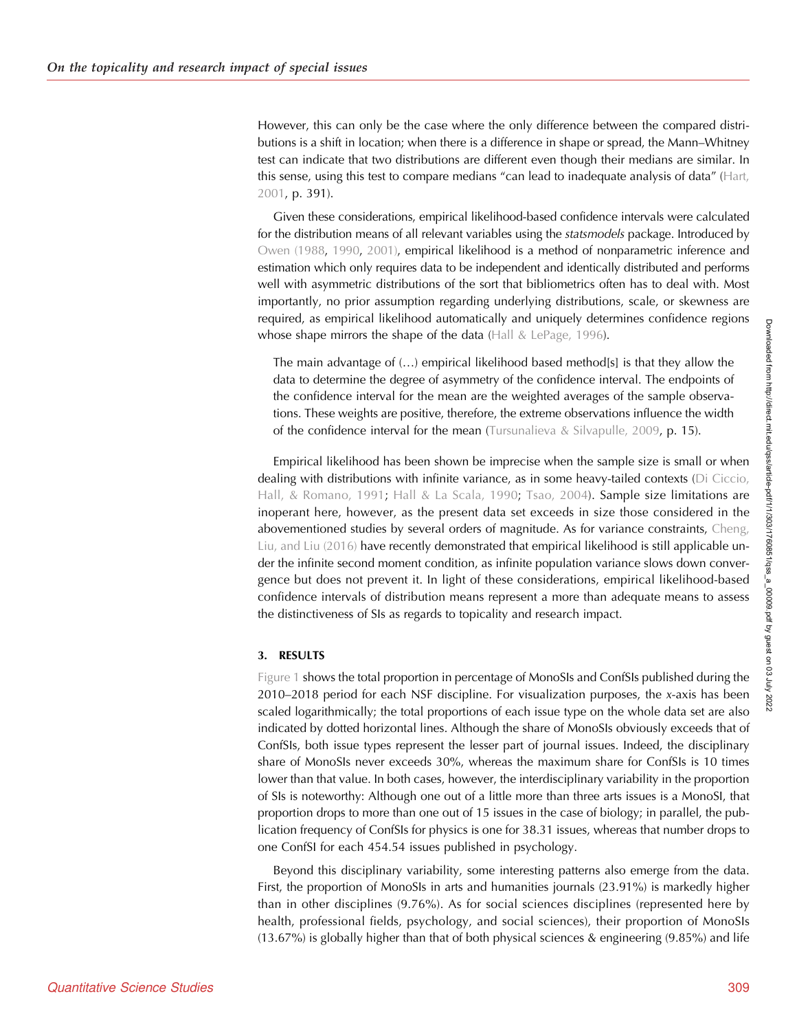However, this can only be the case where the only difference between the compared distributions is a shift in location; when there is a difference in shape or spread, the Mann–Whitney test can indicate that two distributions are different even though their medians are similar. In this sense, using this test to compare medians "can lead to inadequate analysis of data" (Hart, 2001, p. 391).

Given these considerations, empirical likelihood-based confidence intervals were calculated for the distribution means of all relevant variables using the *statsmodels* package. Introduced by Owen (1988, 1990, 2001), empirical likelihood is a method of nonparametric inference and estimation which only requires data to be independent and identically distributed and performs well with asymmetric distributions of the sort that bibliometrics often has to deal with. Most importantly, no prior assumption regarding underlying distributions, scale, or skewness are required, as empirical likelihood automatically and uniquely determines confidence regions whose shape mirrors the shape of the data (Hall & LePage, 1996).

> The main advantage of (…) empirical likelihood based method[s] is that they allow the data to determine the degree of asymmetry of the confidence interval. The endpoints of the confidence interval for the mean are the weighted averages of the sample observations. These weights are positive, therefore, the extreme observations influence the width of the confidence interval for the mean (Tursunalieva & Silvapulle, 2009, p. 15).

Empirical likelihood has been shown be imprecise when the sample size is small or when dealing with distributions with infinite variance, as in some heavy-tailed contexts (Di Ciccio, Hall, & Romano, 1991; Hall & La Scala, 1990; Tsao, 2004). Sample size limitations are inoperant here, however, as the present data set exceeds in size those considered in the abovementioned studies by several orders of magnitude. As for variance constraints, Cheng, Liu, and Liu (2016) have recently demonstrated that empirical likelihood is still applicable under the infinite second moment condition, as infinite population variance slows down convergence but does not prevent it. In light of these considerations, empirical likelihood-based confidence intervals of distribution means represent a more than adequate means to assess the distinctiveness of SIs as regards to topicality and research impact.

## 3. RESULTS

Figure 1 shows the total proportion in percentage of MonoSIs and ConfSIs published during the 2010–2018 period for each NSF discipline. For visualization purposes, the *x*-axis has been scaled logarithmically; the total proportions of each issue type on the whole data set are also indicated by dotted horizontal lines. Although the share of MonoSIs obviously exceeds that of ConfSIs, both issue types represent the lesser part of journal issues. Indeed, the disciplinary share of MonoSIs never exceeds 30%, whereas the maximum share for ConfSIs is 10 times lower than that value. In both cases, however, the interdisciplinary variability in the proportion of SIs is noteworthy: Although one out of a little more than three arts issues is a MonoSI, that proportion drops to more than one out of 15 issues in the case of biology; in parallel, the publication frequency of ConfSIs for physics is one for 38.31 issues, whereas that number drops to one ConfSI for each 454.54 issues published in psychology.

Beyond this disciplinary variability, some interesting patterns also emerge from the data. First, the proportion of MonoSIs in arts and humanities journals (23.91%) is markedly higher than in other disciplines (9.76%). As for social sciences disciplines (represented here by health, professional fields, psychology, and social sciences), their proportion of MonoSIs (13.67%) is globally higher than that of both physical sciences & engineering (9.85%) and life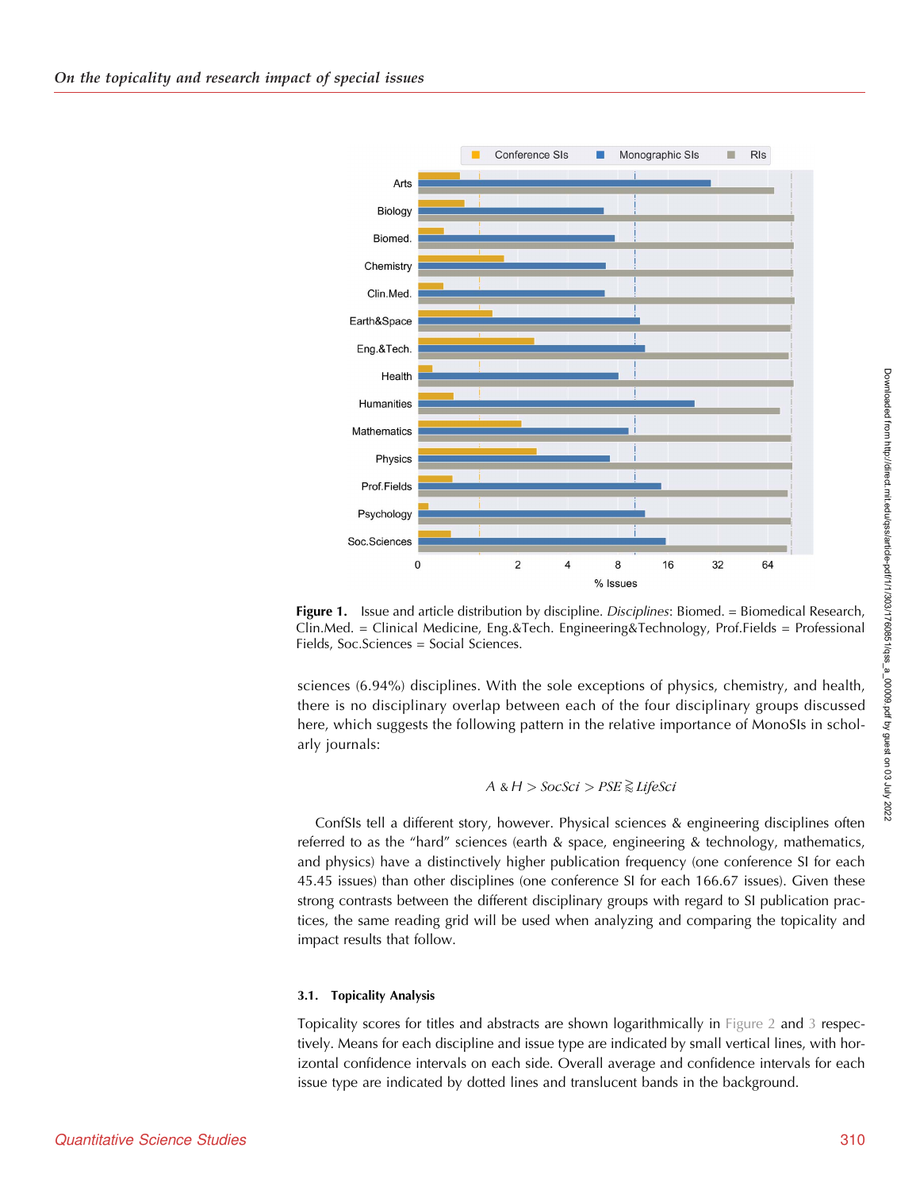**Figure 1.** Issue and article distribution by discipline. *Disciplines*: Biomed. = Biomedical Research, Clin.Med. = Clinical Medicine, Eng.&Tech. Engineering&Technology, Prof.Fields = Professional Fields, Soc.Sciences = Social Sciences.

sciences (6.94%) disciplines. With the sole exceptions of physics, chemistry, and health, there is no disciplinary overlap between each of the four disciplinary groups discussed here, which suggests the following pattern in the relative importance of MonoSIs in scholarly journals:

$$A\ \&\ H > SocSci > PSE \gtrapprox LifeSci$$

ConfSIs tell a different story, however. Physical sciences & engineering disciplines often referred to as the "hard" sciences (earth & space, engineering & technology, mathematics, and physics) have a distinctively higher publication frequency (one conference SI for each 45.45 issues) than other disciplines (one conference SI for each 166.67 issues). Given these strong contrasts between the different disciplinary groups with regard to SI publication practices, the same reading grid will be used when analyzing and comparing the topicality and impact results that follow.

### 3.1. Topicality Analysis

Topicality scores for titles and abstracts are shown logarithmically in Figure 2 and 3 respectively. Means for each discipline and issue type are indicated by small vertical lines, with horizontal confidence intervals on each side. Overall average and confidence intervals for each issue type are indicated by dotted lines and translucent bands in the background.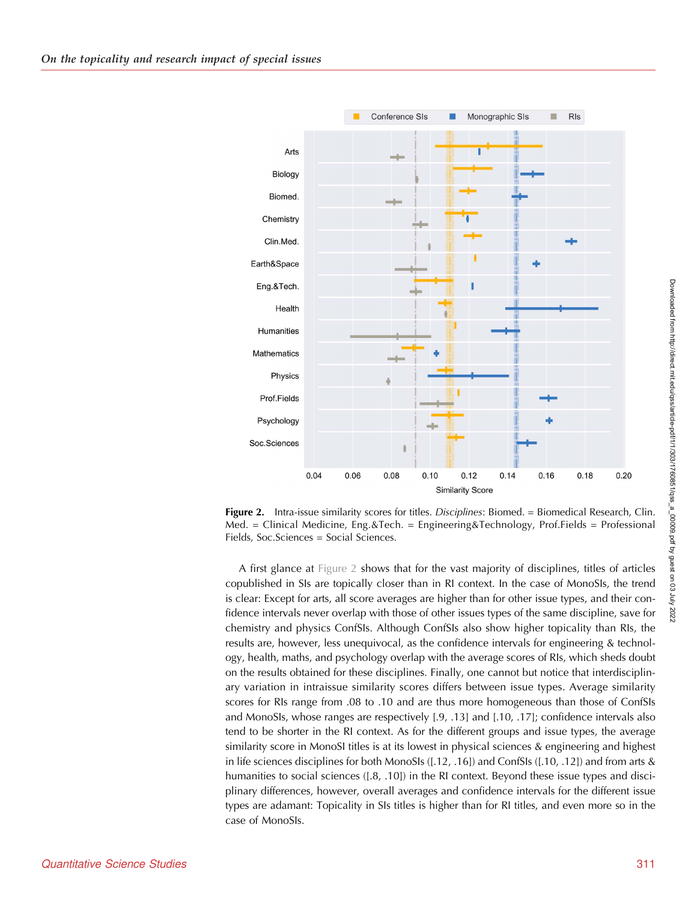**Figure 2.** Intra-issue similarity scores for titles. *Disciplines*: Biomed. = Biomedical Research, Clin. Med. = Clinical Medicine, Eng.&Tech. = Engineering&Technology, Prof.Fields = Professional Fields, Soc.Sciences = Social Sciences.

A first glance at Figure 2 shows that for the vast majority of disciplines, titles of articles copublished in SIs are topically closer than in RI context. In the case of MonoSIs, the trend is clear: Except for arts, all score averages are higher than for other issue types, and their confidence intervals never overlap with those of other issues types of the same discipline, save for chemistry and physics ConfSIs. Although ConfSIs also show higher topicality than RIs, the results are, however, less unequivocal, as the confidence intervals for engineering & technology, health, maths, and psychology overlap with the average scores of RIs, which sheds doubt on the results obtained for these disciplines. Finally, one cannot but notice that interdisciplinary variation in intraissue similarity scores differs between issue types. Average similarity scores for RIs range from .08 to .10 and are thus more homogeneous than those of ConfSIs and MonoSIs, whose ranges are respectively [.9, .13] and [.10, .17]; confidence intervals also tend to be shorter in the RI context. As for the different groups and issue types, the average similarity score in MonoSI titles is at its lowest in physical sciences & engineering and highest in life sciences disciplines for both MonoSIs ([.12, .16]) and ConfSIs ([.10, .12]) and from arts & humanities to social sciences ([.8, .10]) in the RI context. Beyond these issue types and disciplinary differences, however, overall averages and confidence intervals for the different issue types are adamant: Topicality in SIs titles is higher than for RI titles, and even more so in the case of MonoSIs.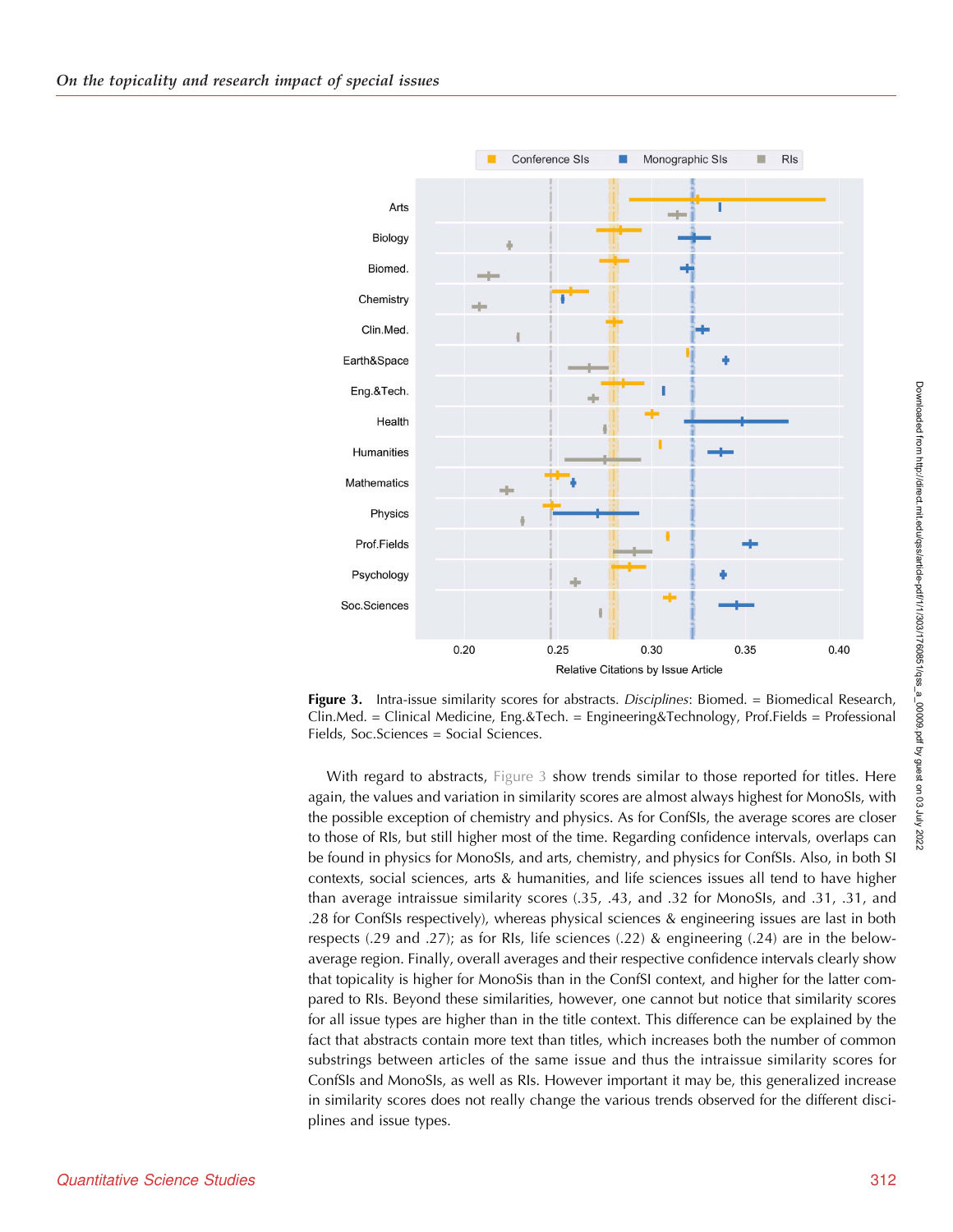**Figure 3.** Intra-issue similarity scores for abstracts. *Disciplines*: Biomed. = Biomedical Research, Clin.Med. = Clinical Medicine, Eng.&Tech. = Engineering&Technology, Prof.Fields = Professional Fields, Soc.Sciences = Social Sciences.

With regard to abstracts, Figure 3 show trends similar to those reported for titles. Here again, the values and variation in similarity scores are almost always highest for MonoSIs, with the possible exception of chemistry and physics. As for ConfSIs, the average scores are closer to those of RIs, but still higher most of the time. Regarding confidence intervals, overlaps can be found in physics for MonoSIs, and arts, chemistry, and physics for ConfSIs. Also, in both SI contexts, social sciences, arts & humanities, and life sciences issues all tend to have higher than average intraissue similarity scores (.35, .43, and .32 for MonoSIs, and .31, .31, and .28 for ConfSIs respectively), whereas physical sciences & engineering issues are last in both respects (.29 and .27); as for RIs, life sciences (.22) & engineering (.24) are in the below-average region. Finally, overall averages and their respective confidence intervals clearly show that topicality is higher for MonoSis than in the ConfSI context, and higher for the latter compared to RIs. Beyond these similarities, however, one cannot but notice that similarity scores for all issue types are higher than in the title context. This difference can be explained by the fact that abstracts contain more text than titles, which increases both the number of common substrings between articles of the same issue and thus the intraissue similarity scores for ConfSIs and MonoSIs, as well as RIs. However important it may be, this generalized increase in similarity scores does not really change the various trends observed for the different disciplines and issue types.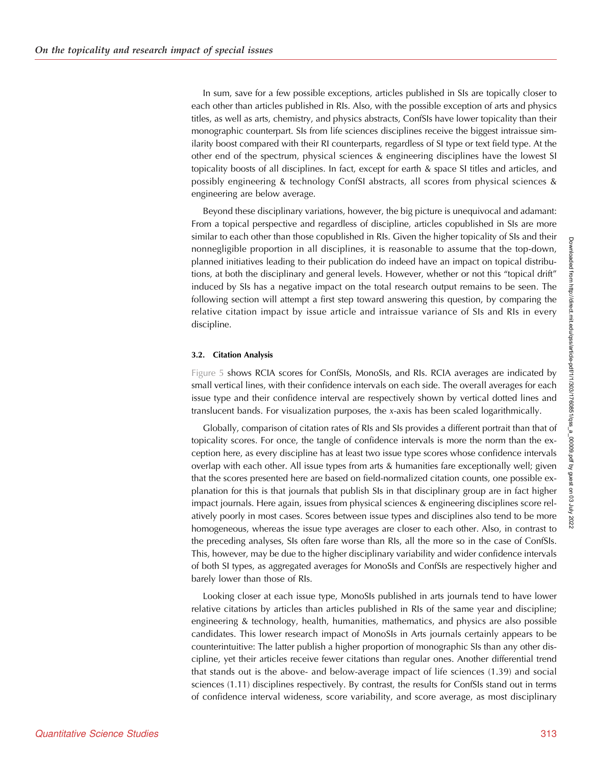In sum, save for a few possible exceptions, articles published in SIs are topically closer to each other than articles published in RIs. Also, with the possible exception of arts and physics titles, as well as arts, chemistry, and physics abstracts, ConfSIs have lower topicality than their monographic counterpart. SIs from life sciences disciplines receive the biggest intraissue similarity boost compared with their RI counterparts, regardless of SI type or text field type. At the other end of the spectrum, physical sciences & engineering disciplines have the lowest SI topicality boosts of all disciplines. In fact, except for earth & space SI titles and articles, and possibly engineering & technology ConfSI abstracts, all scores from physical sciences & engineering are below average.

Beyond these disciplinary variations, however, the big picture is unequivocal and adamant: From a topical perspective and regardless of discipline, articles copublished in SIs are more similar to each other than those copublished in RIs. Given the higher topicality of SIs and their nonnegligible proportion in all disciplines, it is reasonable to assume that the top-down, planned initiatives leading to their publication do indeed have an impact on topical distributions, at both the disciplinary and general levels. However, whether or not this "topical drift" induced by SIs has a negative impact on the total research output remains to be seen. The following section will attempt a first step toward answering this question, by comparing the relative citation impact by issue article and intraissue variance of SIs and RIs in every discipline.

### 3.2. Citation Analysis

Figure 5 shows RCIA scores for ConfSIs, MonoSIs, and RIs. RCIA averages are indicated by small vertical lines, with their confidence intervals on each side. The overall averages for each issue type and their confidence interval are respectively shown by vertical dotted lines and translucent bands. For visualization purposes, the *x*-axis has been scaled logarithmically.

Globally, comparison of citation rates of RIs and SIs provides a different portrait than that of topicality scores. For once, the tangle of confidence intervals is more the norm than the exception here, as every discipline has at least two issue type scores whose confidence intervals overlap with each other. All issue types from arts & humanities fare exceptionally well; given that the scores presented here are based on field-normalized citation counts, one possible explanation for this is that journals that publish SIs in that disciplinary group are in fact higher impact journals. Here again, issues from physical sciences & engineering disciplines score relatively poorly in most cases. Scores between issue types and disciplines also tend to be more homogeneous, whereas the issue type averages are closer to each other. Also, in contrast to the preceding analyses, SIs often fare worse than RIs, all the more so in the case of ConfSIs. This, however, may be due to the higher disciplinary variability and wider confidence intervals of both SI types, as aggregated averages for MonoSIs and ConfSIs are respectively higher and barely lower than those of RIs.

Looking closer at each issue type, MonoSIs published in arts journals tend to have lower relative citations by articles than articles published in RIs of the same year and discipline; engineering & technology, health, humanities, mathematics, and physics are also possible candidates. This lower research impact of MonoSIs in Arts journals certainly appears to be counterintuitive: The latter publish a higher proportion of monographic SIs than any other discipline, yet their articles receive fewer citations than regular ones. Another differential trend that stands out is the above- and below-average impact of life sciences (1.39) and social sciences (1.11) disciplines respectively. By contrast, the results for ConfSIs stand out in terms of confidence interval wideness, score variability, and score average, as most disciplinary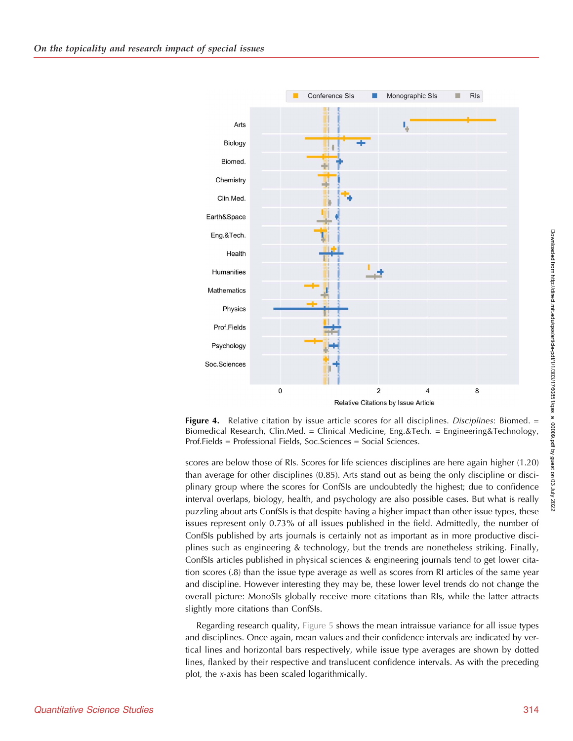**Figure 4.** Relative citation by issue article scores for all disciplines. *Disciplines*: Biomed. = Biomedical Research, Clin.Med. = Clinical Medicine, Eng.&Tech. = Engineering&Technology, Prof.Fields = Professional Fields, Soc.Sciences = Social Sciences.

scores are below those of RIs. Scores for life sciences disciplines are here again higher (1.20) than average for other disciplines (0.85). Arts stand out as being the only discipline or disciplinary group where the scores for ConfSIs are undoubtedly the highest; due to confidence interval overlaps, biology, health, and psychology are also possible cases. But what is really puzzling about arts ConfSIs is that despite having a higher impact than other issue types, these issues represent only 0.73% of all issues published in the field. Admittedly, the number of ConfSIs published by arts journals is certainly not as important as in more productive disciplines such as engineering & technology, but the trends are nonetheless striking. Finally, ConfSIs articles published in physical sciences & engineering journals tend to get lower citation scores (.8) than the issue type average as well as scores from RI articles of the same year and discipline. However interesting they may be, these lower level trends do not change the overall picture: MonoSIs globally receive more citations than RIs, while the latter attracts slightly more citations than ConfSIs.

Regarding research quality, Figure 5 shows the mean intraissue variance for all issue types and disciplines. Once again, mean values and their confidence intervals are indicated by vertical lines and horizontal bars respectively, while issue type averages are shown by dotted lines, flanked by their respective and translucent confidence intervals. As with the preceding plot, the *x*-axis has been scaled logarithmically.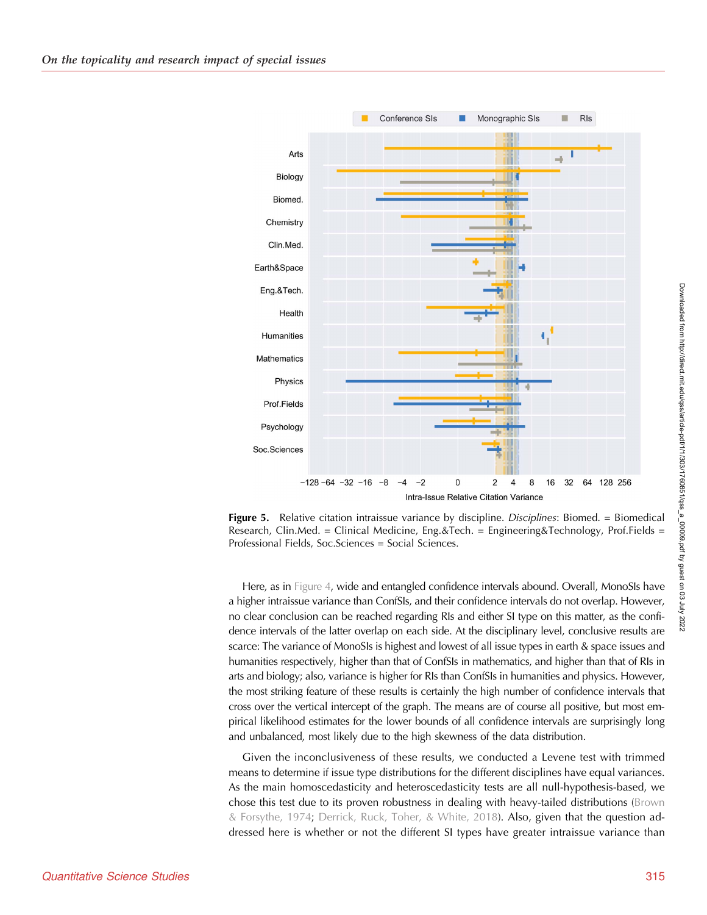Figure 5. Relative citation intraissue variance by discipline. *Disciplines*: Biomed. = Biomedical Research, Clin.Med. = Clinical Medicine, Eng.&Tech. = Engineering&Technology, Prof.Fields = Professional Fields, Soc.Sciences = Social Sciences.

Here, as in Figure 4, wide and entangled confidence intervals abound. Overall, MonoSIs have a higher intraissue variance than ConfSIs, and their confidence intervals do not overlap. However, no clear conclusion can be reached regarding RIs and either SI type on this matter, as the confidence intervals of the latter overlap on each side. At the disciplinary level, conclusive results are scarce: The variance of MonoSIs is highest and lowest of all issue types in earth & space issues and humanities respectively, higher than that of ConfSIs in mathematics, and higher than that of RIs in arts and biology; also, variance is higher for RIs than ConfSIs in humanities and physics. However, the most striking feature of these results is certainly the high number of confidence intervals that cross over the vertical intercept of the graph. The means are of course all positive, but most empirical likelihood estimates for the lower bounds of all confidence intervals are surprisingly long and unbalanced, most likely due to the high skewness of the data distribution.

Given the inconclusiveness of these results, we conducted a Levene test with trimmed means to determine if issue type distributions for the different disciplines have equal variances. As the main homoscedasticity and heteroscedasticity tests are all null-hypothesis-based, we chose this test due to its proven robustness in dealing with heavy-tailed distributions (Brown & Forsythe, 1974; Derrick, Ruck, Toher, & White, 2018). Also, given that the question addressed here is whether or not the different SI types have greater intraissue variance than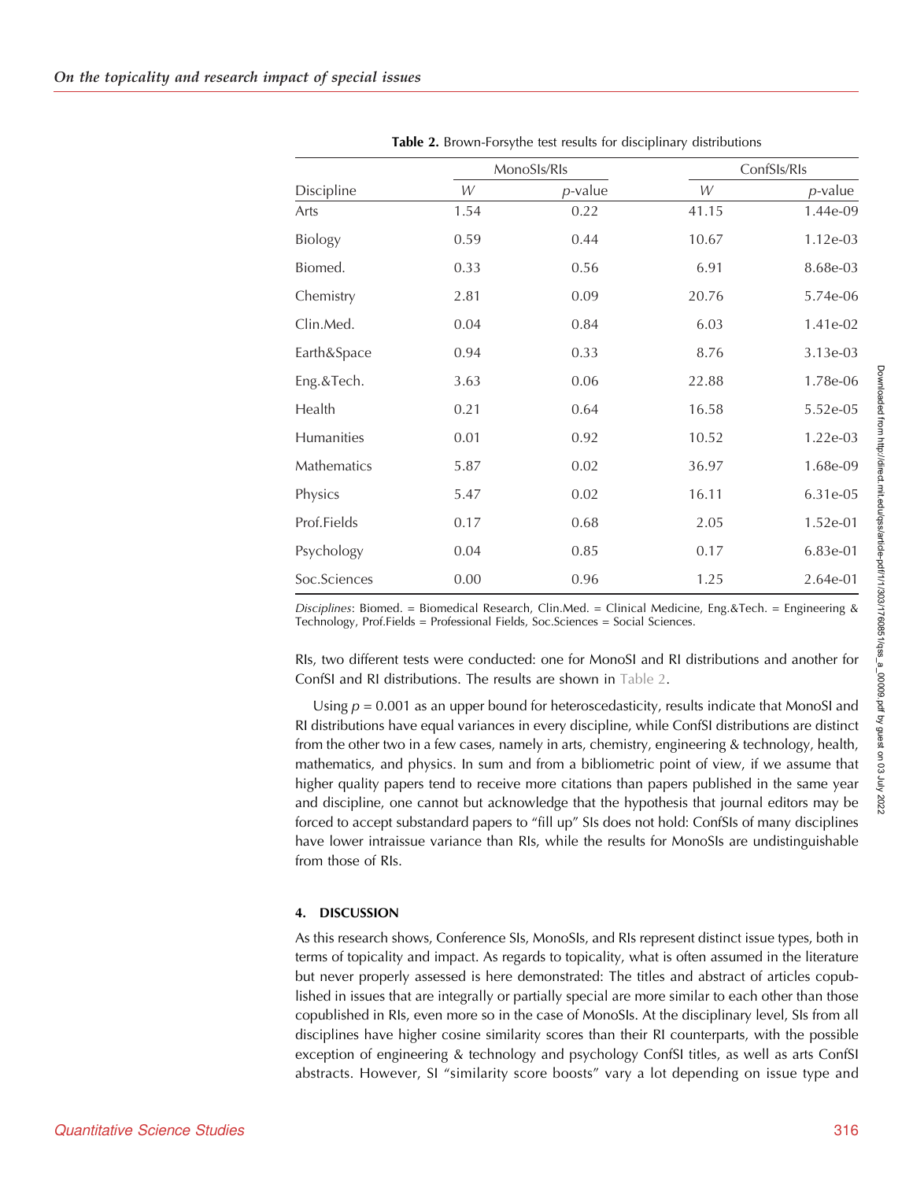**Table 2.** Brown-Forsythe test results for disciplinary distributions

| | MonoSIs/RIs | | ConfSIs/RIs | |
|---|---|---|---|---|
| Discipline | *W* | *p*-value | *W* | *p*-value |
| Arts | 1.54 | 0.22 | 41.15 | 1.44e-09 |
| Biology | 0.59 | 0.44 | 10.67 | 1.12e-03 |
| Biomed. | 0.33 | 0.56 | 6.91 | 8.68e-03 |
| Chemistry | 2.81 | 0.09 | 20.76 | 5.74e-06 |
| Clin.Med. | 0.04 | 0.84 | 6.03 | 1.41e-02 |
| Earth&Space | 0.94 | 0.33 | 8.76 | 3.13e-03 |
| Eng.&Tech. | 3.63 | 0.06 | 22.88 | 1.78e-06 |
| Health | 0.21 | 0.64 | 16.58 | 5.52e-05 |
| Humanities | 0.01 | 0.92 | 10.52 | 1.22e-03 |
| Mathematics | 5.87 | 0.02 | 36.97 | 1.68e-09 |
| Physics | 5.47 | 0.02 | 16.11 | 6.31e-05 |
| Prof.Fields | 0.17 | 0.68 | 2.05 | 1.52e-01 |
| Psychology | 0.04 | 0.85 | 0.17 | 6.83e-01 |
| Soc.Sciences | 0.00 | 0.96 | 1.25 | 2.64e-01 |

*Disciplines*: Biomed. = Biomedical Research, Clin.Med. = Clinical Medicine, Eng.&Tech. = Engineering & Technology, Prof.Fields = Professional Fields, Soc.Sciences = Social Sciences.

RIs, two different tests were conducted: one for MonoSI and RI distributions and another for ConfSI and RI distributions. The results are shown in Table 2.

Using $p = 0.001$ as an upper bound for heteroscedasticity, results indicate that MonoSI and RI distributions have equal variances in every discipline, while ConfSI distributions are distinct from the other two in a few cases, namely in arts, chemistry, engineering & technology, health, mathematics, and physics. In sum and from a bibliometric point of view, if we assume that higher quality papers tend to receive more citations than papers published in the same year and discipline, one cannot but acknowledge that the hypothesis that journal editors may be forced to accept substandard papers to "fill up" SIs does not hold: ConfSIs of many disciplines have lower intraissue variance than RIs, while the results for MonoSIs are undistinguishable from those of RIs.

## 4. DISCUSSION

As this research shows, Conference SIs, MonoSIs, and RIs represent distinct issue types, both in terms of topicality and impact. As regards to topicality, what is often assumed in the literature but never properly assessed is here demonstrated: The titles and abstract of articles copublished in issues that are integrally or partially special are more similar to each other than those copublished in RIs, even more so in the case of MonoSIs. At the disciplinary level, SIs from all disciplines have higher cosine similarity scores than their RI counterparts, with the possible exception of engineering & technology and psychology ConfSI titles, as well as arts ConfSI abstracts. However, SI "similarity score boosts" vary a lot depending on issue type and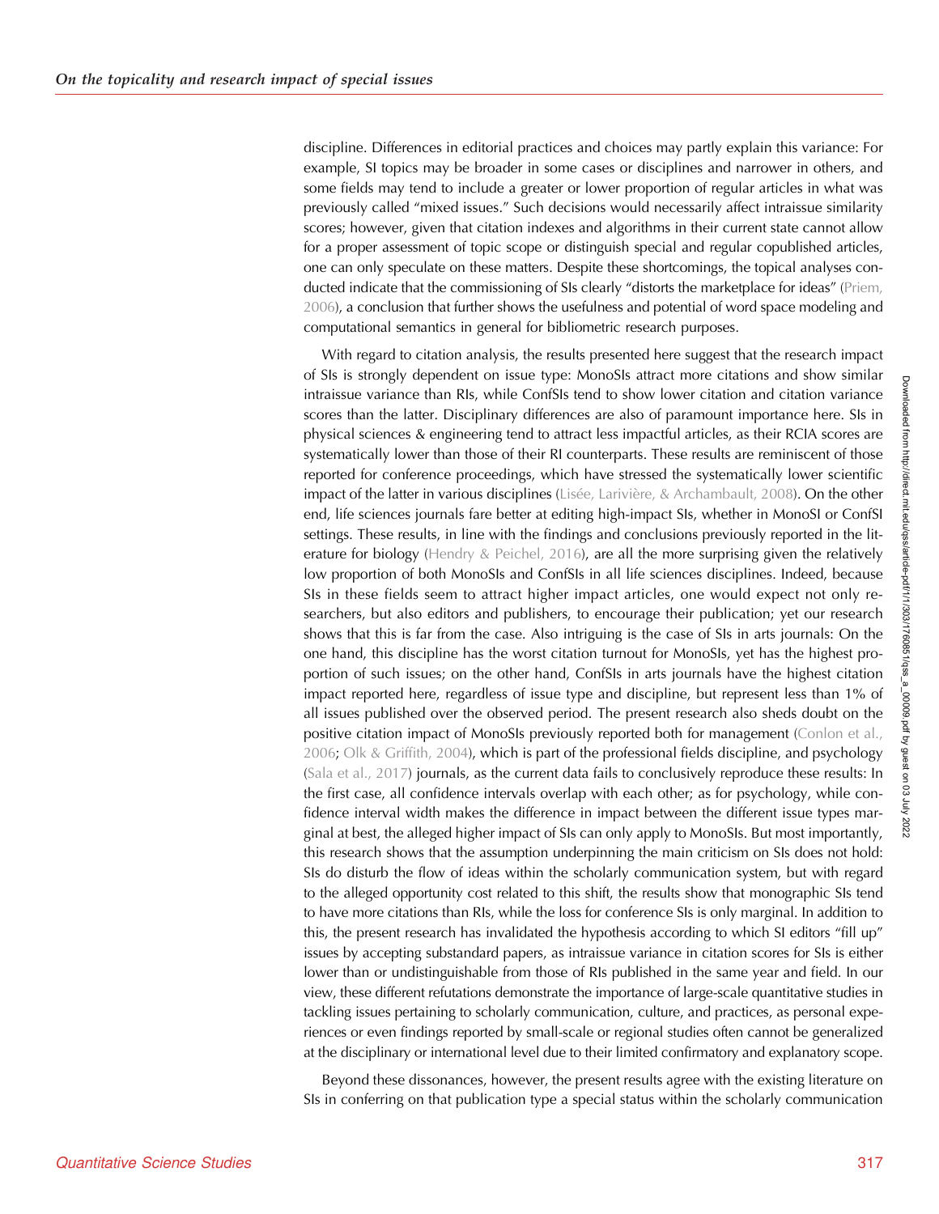discipline. Differences in editorial practices and choices may partly explain this variance: For example, SI topics may be broader in some cases or disciplines and narrower in others, and some fields may tend to include a greater or lower proportion of regular articles in what was previously called "mixed issues." Such decisions would necessarily affect intraissue similarity scores; however, given that citation indexes and algorithms in their current state cannot allow for a proper assessment of topic scope or distinguish special and regular copublished articles, one can only speculate on these matters. Despite these shortcomings, the topical analyses conducted indicate that the commissioning of SIs clearly "distorts the marketplace for ideas" (Priem, 2006), a conclusion that further shows the usefulness and potential of word space modeling and computational semantics in general for bibliometric research purposes.

With regard to citation analysis, the results presented here suggest that the research impact of SIs is strongly dependent on issue type: MonoSIs attract more citations and show similar intraissue variance than RIs, while ConfSIs tend to show lower citation and citation variance scores than the latter. Disciplinary differences are also of paramount importance here. SIs in physical sciences & engineering tend to attract less impactful articles, as their RCIA scores are systematically lower than those of their RI counterparts. These results are reminiscent of those reported for conference proceedings, which have stressed the systematically lower scientific impact of the latter in various disciplines (Lisée, Larivière, & Archambault, 2008). On the other end, life sciences journals fare better at editing high-impact SIs, whether in MonoSI or ConfSI settings. These results, in line with the findings and conclusions previously reported in the literature for biology (Hendry & Peichel, 2016), are all the more surprising given the relatively low proportion of both MonoSIs and ConfSIs in all life sciences disciplines. Indeed, because SIs in these fields seem to attract higher impact articles, one would expect not only researchers, but also editors and publishers, to encourage their publication; yet our research shows that this is far from the case. Also intriguing is the case of SIs in arts journals: On the one hand, this discipline has the worst citation turnout for MonoSIs, yet has the highest proportion of such issues; on the other hand, ConfSIs in arts journals have the highest citation impact reported here, regardless of issue type and discipline, but represent less than 1% of all issues published over the observed period. The present research also sheds doubt on the positive citation impact of MonoSIs previously reported both for management (Conlon et al., 2006; Olk & Griffith, 2004), which is part of the professional fields discipline, and psychology (Sala et al., 2017) journals, as the current data fails to conclusively reproduce these results: In the first case, all confidence intervals overlap with each other; as for psychology, while confidence interval width makes the difference in impact between the different issue types marginal at best, the alleged higher impact of SIs can only apply to MonoSIs. But most importantly, this research shows that the assumption underpinning the main criticism on SIs does not hold: SIs do disturb the flow of ideas within the scholarly communication system, but with regard to the alleged opportunity cost related to this shift, the results show that monographic SIs tend to have more citations than RIs, while the loss for conference SIs is only marginal. In addition to this, the present research has invalidated the hypothesis according to which SI editors "fill up" issues by accepting substandard papers, as intraissue variance in citation scores for SIs is either lower than or undistinguishable from those of RIs published in the same year and field. In our view, these different refutations demonstrate the importance of large-scale quantitative studies in tackling issues pertaining to scholarly communication, culture, and practices, as personal experiences or even findings reported by small-scale or regional studies often cannot be generalized at the disciplinary or international level due to their limited confirmatory and explanatory scope.

Beyond these dissonances, however, the present results agree with the existing literature on SIs in conferring on that publication type a special status within the scholarly communication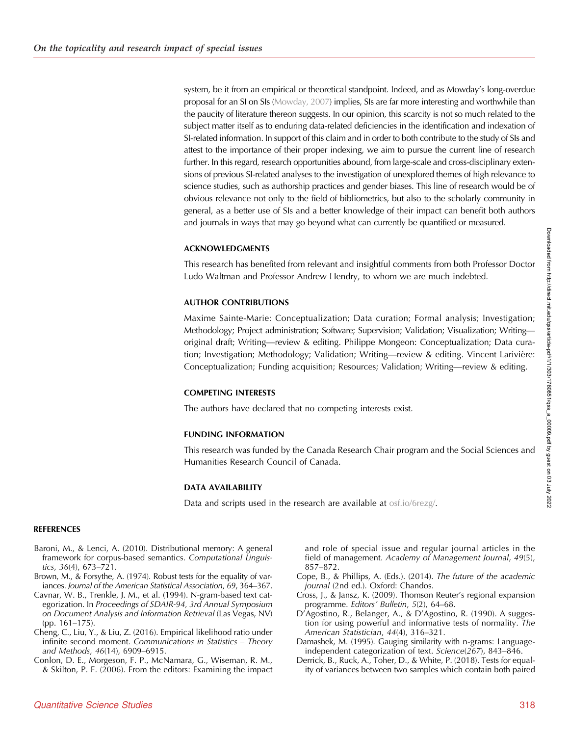system, be it from an empirical or theoretical standpoint. Indeed, and as Mowday's long-overdue proposal for an SI on SIs (Mowday, 2007) implies, SIs are far more interesting and worthwhile than the paucity of literature thereon suggests. In our opinion, this scarcity is not so much related to the subject matter itself as to enduring data-related deficiencies in the identification and indexation of SI-related information. In support of this claim and in order to both contribute to the study of SIs and attest to the importance of their proper indexing, we aim to pursue the current line of research further. In this regard, research opportunities abound, from large-scale and cross-disciplinary extensions of previous SI-related analyses to the investigation of unexplored themes of high relevance to science studies, such as authorship practices and gender biases. This line of research would be of obvious relevance not only to the field of bibliometrics, but also to the scholarly community in general, as a better use of SIs and a better knowledge of their impact can benefit both authors and journals in ways that may go beyond what can currently be quantified or measured.

## ACKNOWLEDGMENTS

This research has benefited from relevant and insightful comments from both Professor Doctor Ludo Waltman and Professor Andrew Hendry, to whom we are much indebted.

## AUTHOR CONTRIBUTIONS

Maxime Sainte-Marie: Conceptualization; Data curation; Formal analysis; Investigation; Methodology; Project administration; Software; Supervision; Validation; Visualization; Writing—original draft; Writing—review & editing. Philippe Mongeon: Conceptualization; Data curation; Investigation; Methodology; Validation; Writing—review & editing. Vincent Larivière: Conceptualization; Funding acquisition; Resources; Validation; Writing—review & editing.

## COMPETING INTERESTS

The authors have declared that no competing interests exist.

## FUNDING INFORMATION

This research was funded by the Canada Research Chair program and the Social Sciences and Humanities Research Council of Canada.

## DATA AVAILABILITY

Data and scripts used in the research are available at osf.io/6rezg/.

## REFERENCES

Baroni, M., & Lenci, A. (2010). Distributional memory: A general framework for corpus-based semantics. *Computational Linguistics*, *36*(4), 673–721.

Brown, M., & Forsythe, A. (1974). Robust tests for the equality of variances. *Journal of the American Statistical Association*, *69*, 364–367.

Cavnar, W. B., Trenkle, J. M., et al. (1994). N-gram-based text categorization. In *Proceedings of SDAIR-94, 3rd Annual Symposium on Document Analysis and Information Retrieval* (Las Vegas, NV) (pp. 161–175).

Cheng, C., Liu, Y., & Liu, Z. (2016). Empirical likelihood ratio under infinite second moment. *Communications in Statistics – Theory and Methods*, *46*(14), 6909–6915.

Conlon, D. E., Morgeson, F. P., McNamara, G., Wiseman, R. M., & Skilton, P. F. (2006). From the editors: Examining the impact and role of special issue and regular journal articles in the field of management. *Academy of Management Journal*, *49*(5), 857–872.

Cope, B., & Phillips, A. (Eds.). (2014). *The future of the academic journal* (2nd ed.). Oxford: Chandos.

Cross, J., & Jansz, K. (2009). Thomson Reuter's regional expansion programme. *Editors' Bulletin*, *5*(2), 64–68.

D'Agostino, R., Belanger, A., & D'Agostino, R. (1990). A suggestion for using powerful and informative tests of normality. *The American Statistician*, *44*(4), 316–321.

Damashek, M. (1995). Gauging similarity with n-grams: Language-independent categorization of text. *Science*(*267*), 843–846.

Derrick, B., Ruck, A., Toher, D., & White, P. (2018). Tests for equality of variances between two samples which contain both paired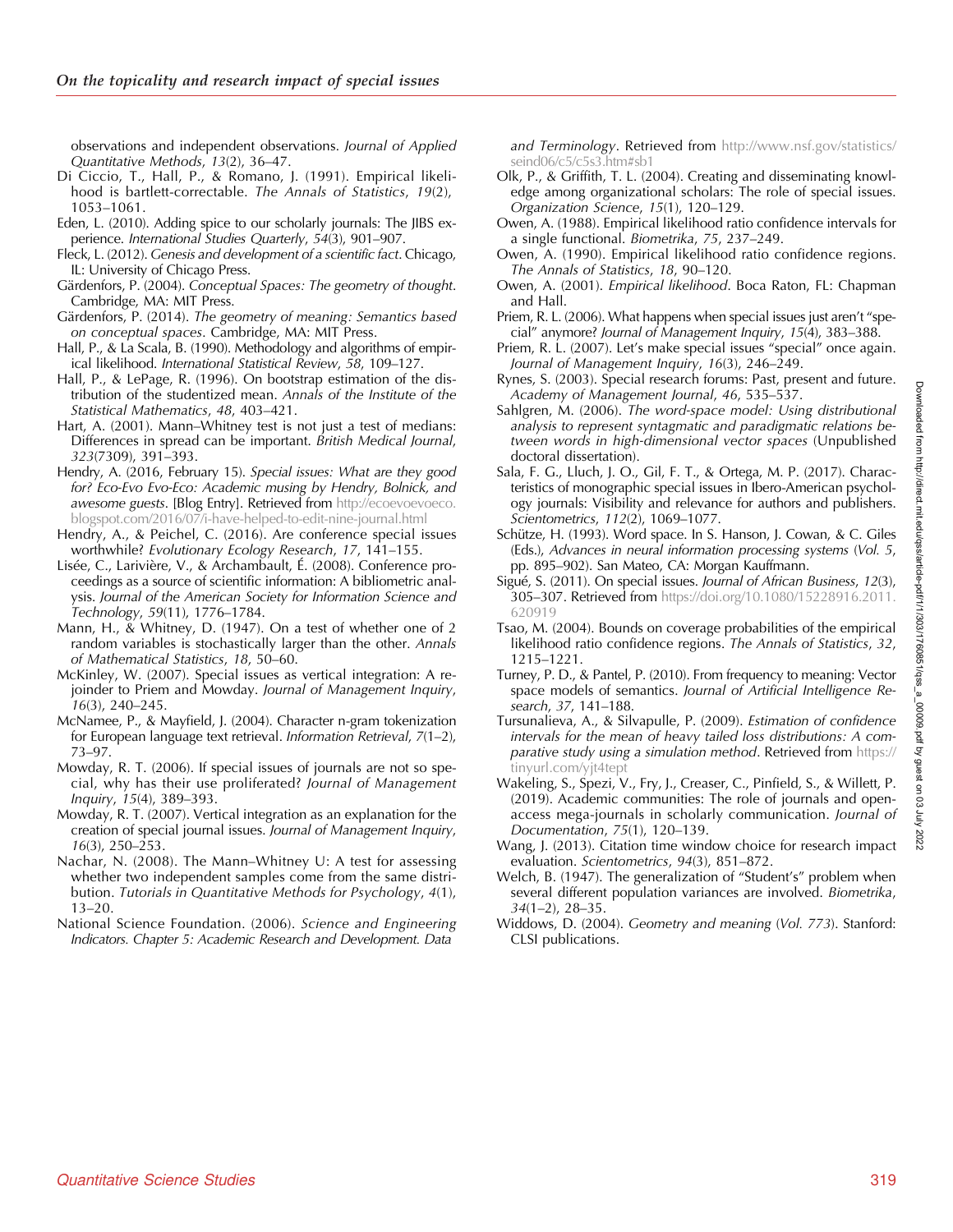observations and independent observations. *Journal of Applied Quantitative Methods*, *13*(2), 36–47.

Di Ciccio, T., Hall, P., & Romano, J. (1991). Empirical likelihood is bartlett-correctable. *The Annals of Statistics*, *19*(2), 1053–1061.

Eden, L. (2010). Adding spice to our scholarly journals: The JIBS experience. *International Studies Quarterly*, *54*(3), 901–907.

Fleck, L. (2012). *Genesis and development of a scientific fact*. Chicago, IL: University of Chicago Press.

Gärdenfors, P. (2004). *Conceptual Spaces: The geometry of thought*. Cambridge, MA: MIT Press.

Gärdenfors, P. (2014). *The geometry of meaning: Semantics based on conceptual spaces*. Cambridge, MA: MIT Press.

Hall, P., & La Scala, B. (1990). Methodology and algorithms of empirical likelihood. *International Statistical Review*, *58*, 109–127.

Hall, P., & LePage, R. (1996). On bootstrap estimation of the distribution of the studentized mean. *Annals of the Institute of the Statistical Mathematics*, *48*, 403–421.

Hart, A. (2001). Mann–Whitney test is not just a test of medians: Differences in spread can be important. *British Medical Journal*, *323*(7309), 391–393.

Hendry, A. (2016, February 15). *Special issues: What are they good for? Eco-Evo Evo-Eco: Academic musing by Hendry, Bolnick, and awesome guests*. [Blog Entry]. Retrieved from http://ecoevoevoeco.blogspot.com/2016/07/i-have-helped-to-edit-nine-journal.html

Hendry, A., & Peichel, C. (2016). Are conference special issues worthwhile? *Evolutionary Ecology Research*, *17*, 141–155.

Lisée, C., Larivière, V., & Archambault, É. (2008). Conference proceedings as a source of scientific information: A bibliometric analysis. *Journal of the American Society for Information Science and Technology*, *59*(11), 1776–1784.

Mann, H., & Whitney, D. (1947). On a test of whether one of 2 random variables is stochastically larger than the other. *Annals of Mathematical Statistics*, *18*, 50–60.

McKinley, W. (2007). Special issues as vertical integration: A rejoinder to Priem and Mowday. *Journal of Management Inquiry*, *16*(3), 240–245.

McNamee, P., & Mayfield, J. (2004). Character n-gram tokenization for European language text retrieval. *Information Retrieval*, *7*(1–2), 73–97.

Mowday, R. T. (2006). If special issues of journals are not so special, why has their use proliferated? *Journal of Management Inquiry*, *15*(4), 389–393.

Mowday, R. T. (2007). Vertical integration as an explanation for the creation of special journal issues. *Journal of Management Inquiry*, *16*(3), 250–253.

Nachar, N. (2008). The Mann–Whitney U: A test for assessing whether two independent samples come from the same distribution. *Tutorials in Quantitative Methods for Psychology*, *4*(1), 13–20.

National Science Foundation. (2006). *Science and Engineering Indicators. Chapter 5: Academic Research and Development. Data and Terminology*. Retrieved from http://www.nsf.gov/statistics/seind06/c5/c5s3.htm#sb1

Olk, P., & Griffith, T. L. (2004). Creating and disseminating knowledge among organizational scholars: The role of special issues. *Organization Science*, *15*(1), 120–129.

Owen, A. (1988). Empirical likelihood ratio confidence intervals for a single functional. *Biometrika*, *75*, 237–249.

Owen, A. (1990). Empirical likelihood ratio confidence regions. *The Annals of Statistics*, *18*, 90–120.

Owen, A. (2001). *Empirical likelihood*. Boca Raton, FL: Chapman and Hall.

Priem, R. L. (2006). What happens when special issues just aren't "special" anymore? *Journal of Management Inquiry*, *15*(4), 383–388.

Priem, R. L. (2007). Let's make special issues "special" once again. *Journal of Management Inquiry*, *16*(3), 246–249.

Rynes, S. (2003). Special research forums: Past, present and future. *Academy of Management Journal*, *46*, 535–537.

Sahlgren, M. (2006). *The word-space model: Using distributional analysis to represent syntagmatic and paradigmatic relations between words in high-dimensional vector spaces* (Unpublished doctoral dissertation).

Sala, F. G., Lluch, J. O., Gil, F. T., & Ortega, M. P. (2017). Characteristics of monographic special issues in Ibero-American psychology journals: Visibility and relevance for authors and publishers. *Scientometrics*, *112*(2), 1069–1077.

Schütze, H. (1993). Word space. In S. Hanson, J. Cowan, & C. Giles (Eds.), *Advances in neural information processing systems* (*Vol. 5*, pp. 895–902). San Mateo, CA: Morgan Kauffmann.

Sigué, S. (2011). On special issues. *Journal of African Business*, *12*(3), 305–307. Retrieved from https://doi.org/10.1080/15228916.2011.620919

Tsao, M. (2004). Bounds on coverage probabilities of the empirical likelihood ratio confidence regions. *The Annals of Statistics*, *32*, 1215–1221.

Turney, P. D., & Pantel, P. (2010). From frequency to meaning: Vector space models of semantics. *Journal of Artificial Intelligence Research*, *37*, 141–188.

Tursunalieva, A., & Silvapulle, P. (2009). *Estimation of confidence intervals for the mean of heavy tailed loss distributions: A comparative study using a simulation method*. Retrieved from https://tinyurl.com/yjt4tept

Wakeling, S., Spezi, V., Fry, J., Creaser, C., Pinfield, S., & Willett, P. (2019). Academic communities: The role of journals and open-access mega-journals in scholarly communication. *Journal of Documentation*, *75*(1), 120–139.

Wang, J. (2013). Citation time window choice for research impact evaluation. *Scientometrics*, *94*(3), 851–872.

Welch, B. (1947). The generalization of "Student's" problem when several different population variances are involved. *Biometrika*, *34*(1–2), 28–35.

Widdows, D. (2004). *Geometry and meaning* (*Vol. 773*). Stanford: CLSI publications.